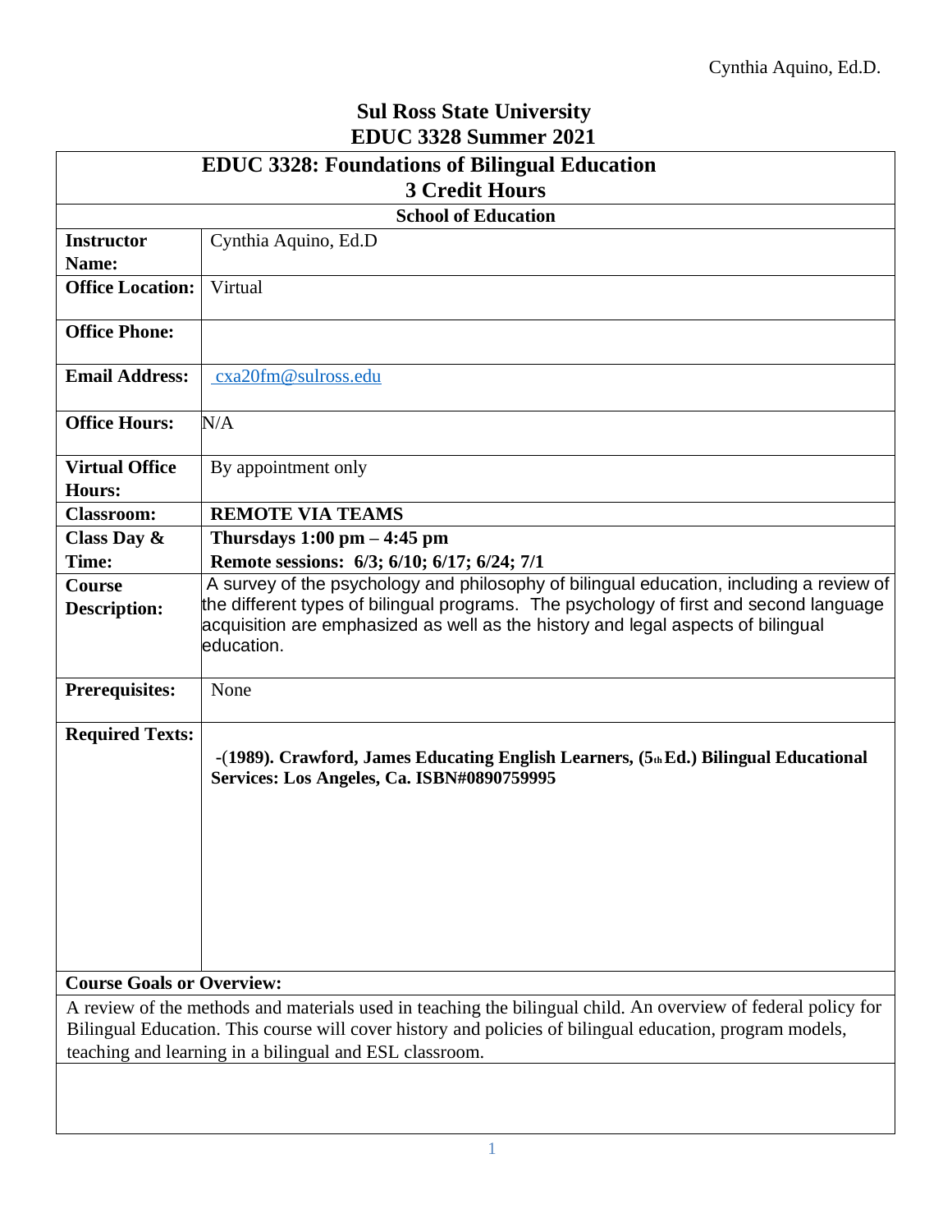Cynthia Aquino, Ed.D.

# Sul Ross State University
# EDUC 3328 Summer 2021

| **EDUC 3328: Foundations of Bilingual Education 3 Credit Hours** | |
|---|---|
| **School of Education** | |
| **Instructor Name:** | Cynthia Aquino, Ed.D |
| **Office Location:** | Virtual |
| **Office Phone:** | |
| **Email Address:** | cxa20fm@sulross.edu |
| **Office Hours:** | N/A |
| **Virtual Office Hours:** | By appointment only |
| **Classroom:** | **REMOTE VIA TEAMS** |
| **Class Day & Time:** | **Thursdays 1:00 pm – 4:45 pm**<br>**Remote sessions: 6/3; 6/10; 6/17; 6/24; 7/1** |
| **Course Description:** | A survey of the psychology and philosophy of bilingual education, including a review of the different types of bilingual programs. The psychology of first and second language acquisition are emphasized as well as the history and legal aspects of bilingual education. |
| **Prerequisites:** | None |
| **Required Texts:** | **-(1989). Crawford, James Educating English Learners, (5th Ed.) Bilingual Educational Services: Los Angeles, Ca. ISBN#0890759995** |

**Course Goals or Overview:**

A review of the methods and materials used in teaching the bilingual child. An overview of federal policy for Bilingual Education. This course will cover history and policies of bilingual education, program models, teaching and learning in a bilingual and ESL classroom.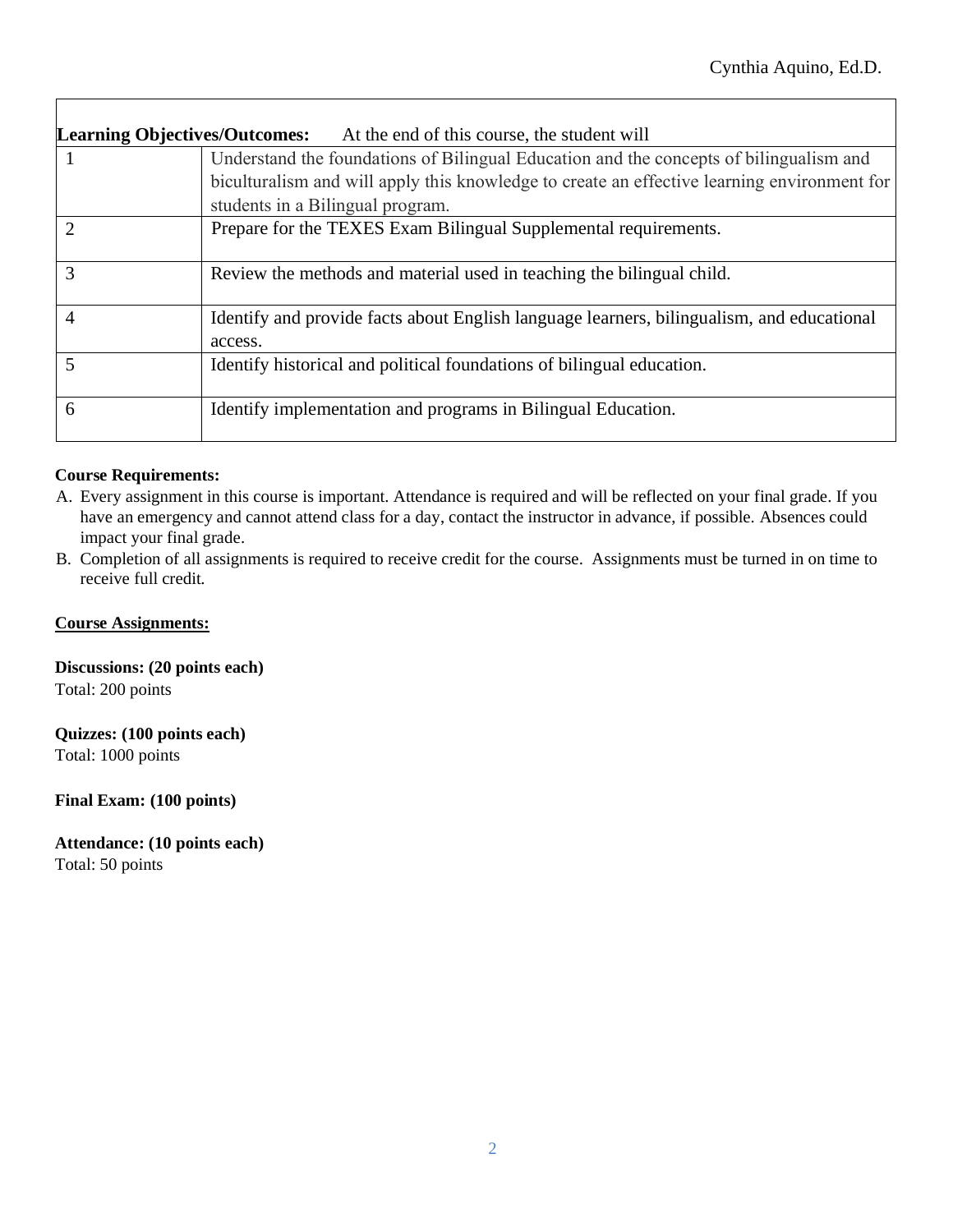| **Learning Objectives/Outcomes:** | At the end of this course, the student will |
|---|---|
| 1 | Understand the foundations of Bilingual Education and the concepts of bilingualism and biculturalism and will apply this knowledge to create an effective learning environment for students in a Bilingual program. |
| 2 | Prepare for the TEXES Exam Bilingual Supplemental requirements. |
| 3 | Review the methods and material used in teaching the bilingual child. |
| 4 | Identify and provide facts about English language learners, bilingualism, and educational access. |
| 5 | Identify historical and political foundations of bilingual education. |
| 6 | Identify implementation and programs in Bilingual Education. |

**Course Requirements:**

A. Every assignment in this course is important. Attendance is required and will be reflected on your final grade. If you have an emergency and cannot attend class for a day, contact the instructor in advance, if possible. Absences could impact your final grade.
B. Completion of all assignments is required to receive credit for the course. Assignments must be turned in on time to receive full credit.

**Course Assignments:**

**Discussions: (20 points each)**
Total: 200 points

**Quizzes: (100 points each)**
Total: 1000 points

**Final Exam: (100 points)**

**Attendance: (10 points each)**
Total: 50 points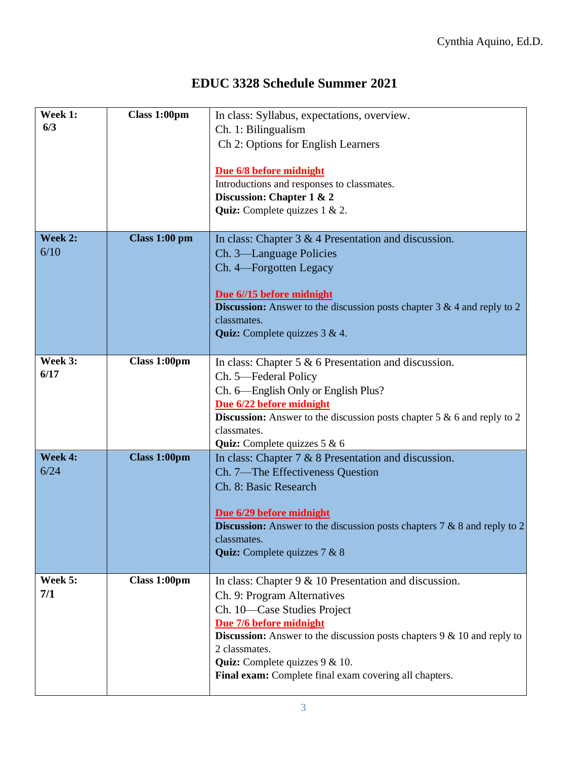Cynthia Aquino, Ed.D.

# EDUC 3328 Schedule Summer 2021

| | | |
|---|---|---|
| **Week 1:** **6/3** | **Class 1:00pm** | In class: Syllabus, expectations, overview.<br>Ch. 1: Bilingualism<br>Ch 2: Options for English Learners<br><br>**Due 6/8 before midnight**<br>Introductions and responses to classmates.<br>**Discussion: Chapter 1 & 2**<br>**Quiz:** Complete quizzes 1 & 2. |
| **Week 2:** 6/10 | **Class 1:00 pm** | In class: Chapter 3 & 4 Presentation and discussion.<br>Ch. 3—Language Policies<br>Ch. 4—Forgotten Legacy<br><br>**Due 6//15 before midnight**<br>**Discussion:** Answer to the discussion posts chapter 3 & 4 and reply to 2 classmates.<br>**Quiz:** Complete quizzes 3 & 4. |
| **Week 3:** **6/17** | **Class 1:00pm** | In class: Chapter 5 & 6 Presentation and discussion.<br>Ch. 5—Federal Policy<br>Ch. 6—English Only or English Plus?<br>**Due 6/22 before midnight**<br>**Discussion:** Answer to the discussion posts chapter 5 & 6 and reply to 2 classmates.<br>**Quiz:** Complete quizzes 5 & 6 |
| **Week 4:** 6/24 | **Class 1:00pm** | In class: Chapter 7 & 8 Presentation and discussion.<br>Ch. 7—The Effectiveness Question<br>Ch. 8: Basic Research<br><br>**Due 6/29 before midnight**<br>**Discussion:** Answer to the discussion posts chapters 7 & 8 and reply to 2 classmates.<br>**Quiz:** Complete quizzes 7 & 8 |
| **Week 5:** **7/1** | **Class 1:00pm** | In class: Chapter 9 & 10 Presentation and discussion.<br>Ch. 9: Program Alternatives<br>Ch. 10—Case Studies Project<br>**Due 7/6 before midnight**<br>**Discussion:** Answer to the discussion posts chapters 9 & 10 and reply to 2 classmates.<br>**Quiz:** Complete quizzes 9 & 10.<br>**Final exam:** Complete final exam covering all chapters. |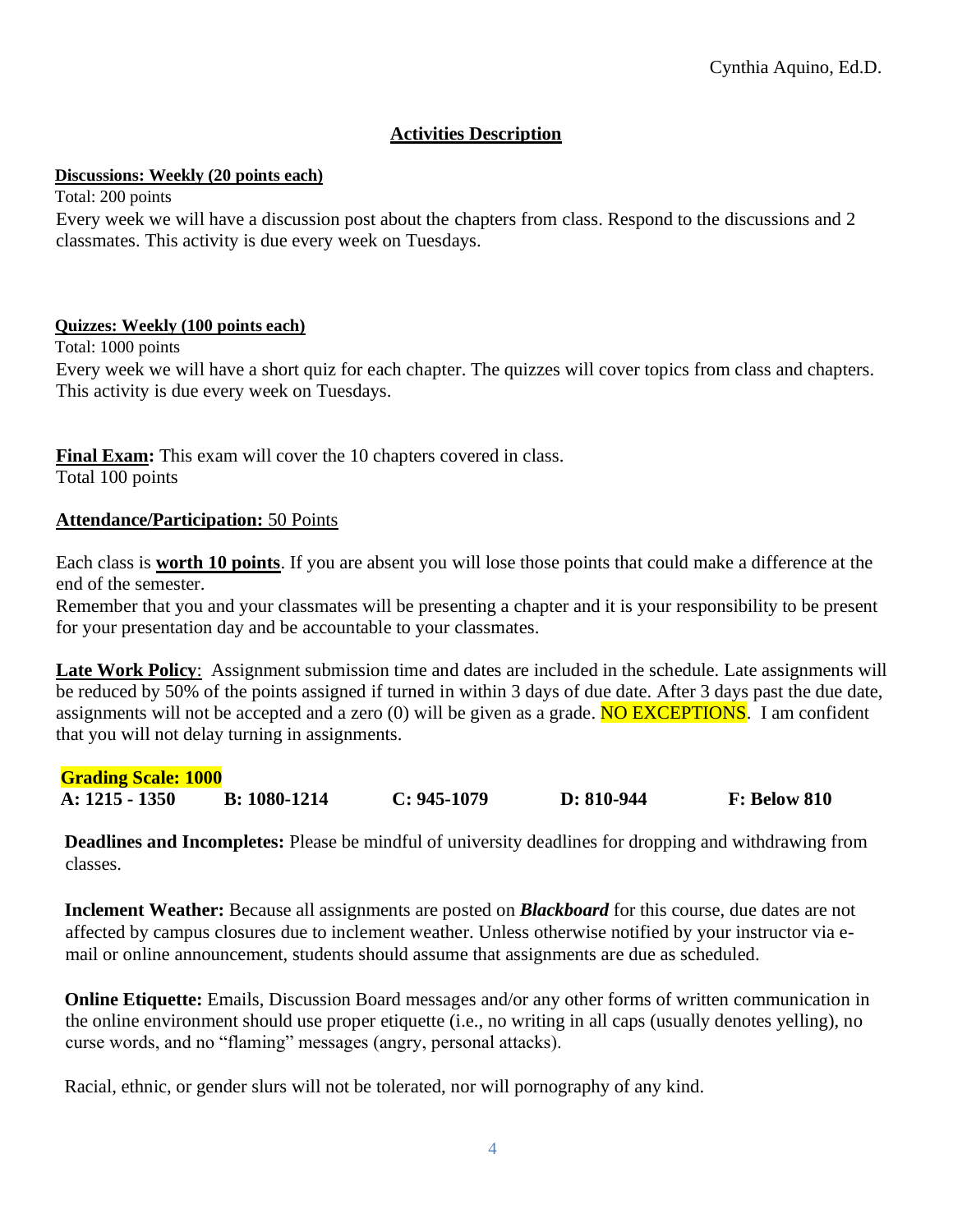Cynthia Aquino, Ed.D.

## Activities Description

**Discussions: Weekly (20 points each)**

Total: 200 points

Every week we will have a discussion post about the chapters from class. Respond to the discussions and 2 classmates. This activity is due every week on Tuesdays.

**Quizzes: Weekly (100 points each)**

Total: 1000 points

Every week we will have a short quiz for each chapter. The quizzes will cover topics from class and chapters. This activity is due every week on Tuesdays.

**Final Exam:** This exam will cover the 10 chapters covered in class.
Total 100 points

**Attendance/Participation:** 50 Points

Each class is **worth 10 points**. If you are absent you will lose those points that could make a difference at the end of the semester.
Remember that you and your classmates will be presenting a chapter and it is your responsibility to be present for your presentation day and be accountable to your classmates.

**Late Work Policy**: Assignment submission time and dates are included in the schedule. Late assignments will be reduced by 50% of the points assigned if turned in within 3 days of due date. After 3 days past the due date, assignments will not be accepted and a zero (0) will be given as a grade. NO EXCEPTIONS. I am confident that you will not delay turning in assignments.

**Grading Scale: 1000**

| A: 1215 - 1350 | B: 1080-1214 | C: 945-1079 | D: 810-944 | F: Below 810 |
|---|---|---|---|---|

**Deadlines and Incompletes:** Please be mindful of university deadlines for dropping and withdrawing from classes.

**Inclement Weather:** Because all assignments are posted on ***Blackboard*** for this course, due dates are not affected by campus closures due to inclement weather. Unless otherwise notified by your instructor via e-mail or online announcement, students should assume that assignments are due as scheduled.

**Online Etiquette:** Emails, Discussion Board messages and/or any other forms of written communication in the online environment should use proper etiquette (i.e., no writing in all caps (usually denotes yelling), no curse words, and no "flaming" messages (angry, personal attacks).

Racial, ethnic, or gender slurs will not be tolerated, nor will pornography of any kind.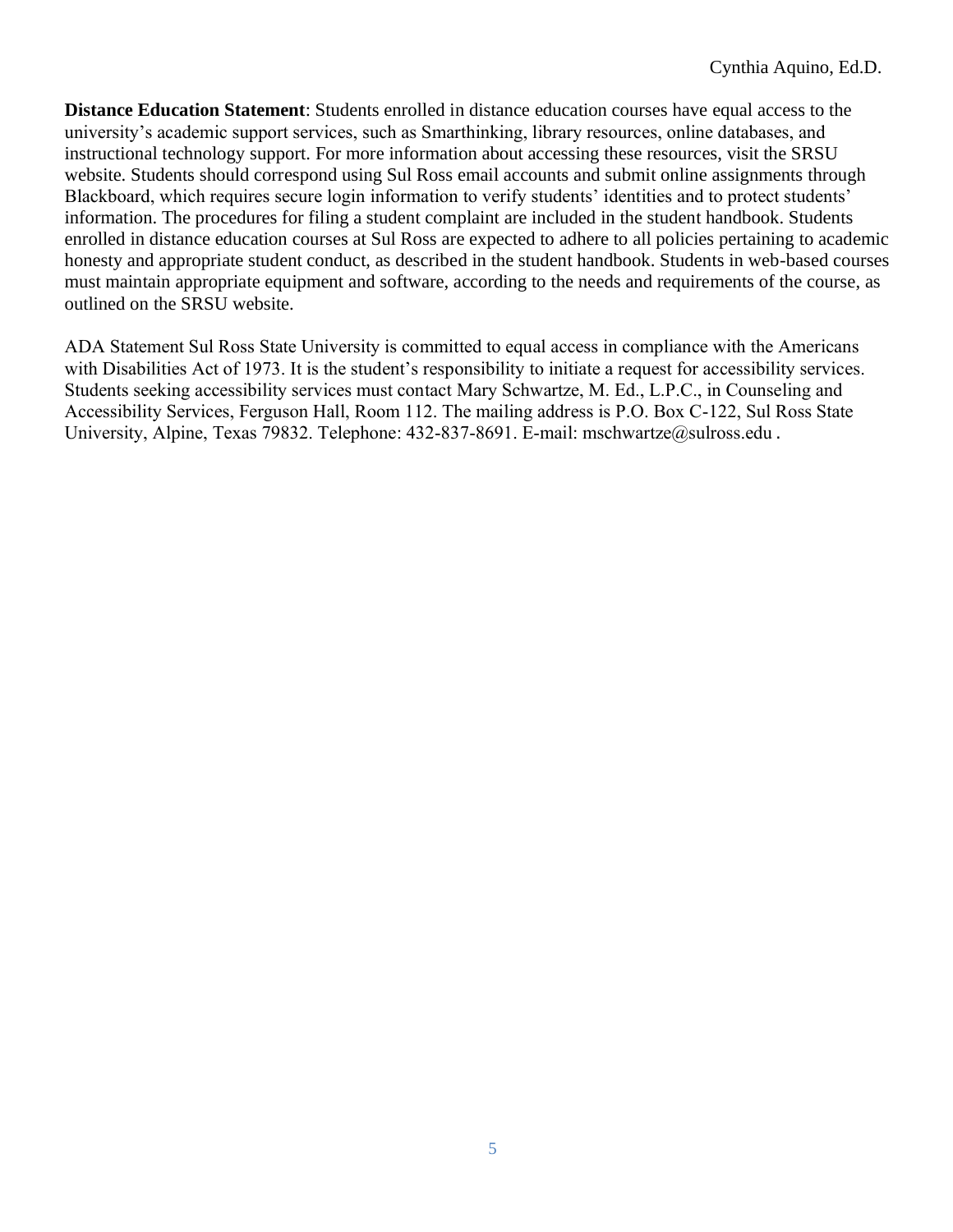**Distance Education Statement**: Students enrolled in distance education courses have equal access to the university's academic support services, such as Smarthinking, library resources, online databases, and instructional technology support. For more information about accessing these resources, visit the SRSU website. Students should correspond using Sul Ross email accounts and submit online assignments through Blackboard, which requires secure login information to verify students' identities and to protect students' information. The procedures for filing a student complaint are included in the student handbook. Students enrolled in distance education courses at Sul Ross are expected to adhere to all policies pertaining to academic honesty and appropriate student conduct, as described in the student handbook. Students in web-based courses must maintain appropriate equipment and software, according to the needs and requirements of the course, as outlined on the SRSU website.

ADA Statement Sul Ross State University is committed to equal access in compliance with the Americans with Disabilities Act of 1973. It is the student's responsibility to initiate a request for accessibility services. Students seeking accessibility services must contact Mary Schwartze, M. Ed., L.P.C., in Counseling and Accessibility Services, Ferguson Hall, Room 112. The mailing address is P.O. Box C-122, Sul Ross State University, Alpine, Texas 79832. Telephone: 432-837-8691. E-mail: mschwartze@sulross.edu .